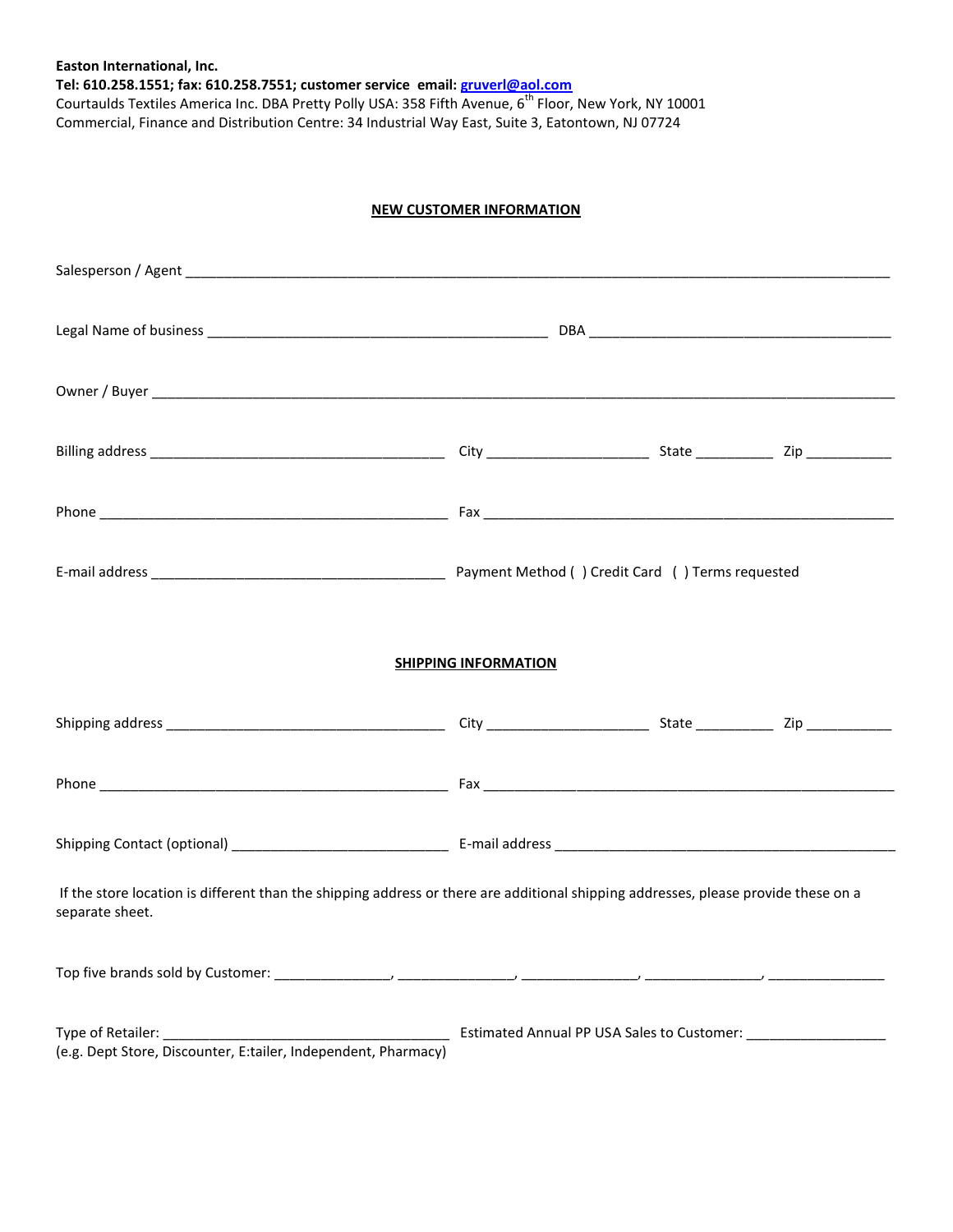**Easton International, Inc.**
**Tel: 610.258.1551; fax: 610.258.7551; customer service email: gruverl@aol.com**
Courtaulds Textiles America Inc. DBA Pretty Polly USA: 358 Fifth Avenue, 6th Floor, New York, NY 10001
Commercial, Finance and Distribution Centre: 34 Industrial Way East, Suite 3, Eatontown, NJ 07724

## NEW CUSTOMER INFORMATION

Salesperson / Agent ____________________________________________________________________________________

Legal Name of business _____________________________________________ DBA ________________________________________

Owner / Buyer ______________________________________________________________________________________________

Billing address ______________________________________ City _____________________ State __________ Zip ___________

Phone _____________________________________________ Fax ______________________________________________________

E-mail address ______________________________________ Payment Method ( ) Credit Card ( ) Terms requested

## SHIPPING INFORMATION

Shipping address ____________________________________ City _____________________ State __________ Zip ___________

Phone _____________________________________________ Fax ______________________________________________________

Shipping Contact (optional) ____________________________ E-mail address _____________________________________________

If the store location is different than the shipping address or there are additional shipping addresses, please provide these on a separate sheet.

Top five brands sold by Customer: _______________, _______________, _______________, _______________, _______________

Type of Retailer: _____________________________________ Estimated Annual PP USA Sales to Customer: __________________
(e.g. Dept Store, Discounter, E:tailer, Independent, Pharmacy)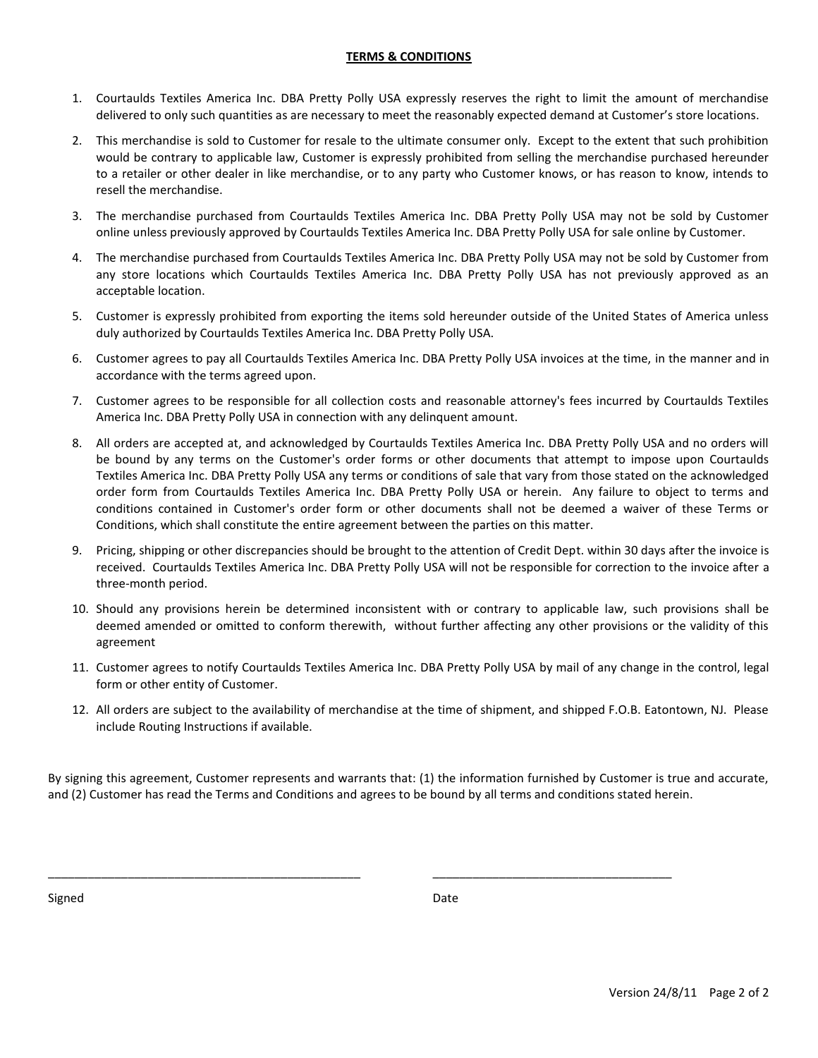## TERMS & CONDITIONS

1. Courtaulds Textiles America Inc. DBA Pretty Polly USA expressly reserves the right to limit the amount of merchandise delivered to only such quantities as are necessary to meet the reasonably expected demand at Customer's store locations.
2. This merchandise is sold to Customer for resale to the ultimate consumer only. Except to the extent that such prohibition would be contrary to applicable law, Customer is expressly prohibited from selling the merchandise purchased hereunder to a retailer or other dealer in like merchandise, or to any party who Customer knows, or has reason to know, intends to resell the merchandise.
3. The merchandise purchased from Courtaulds Textiles America Inc. DBA Pretty Polly USA may not be sold by Customer online unless previously approved by Courtaulds Textiles America Inc. DBA Pretty Polly USA for sale online by Customer.
4. The merchandise purchased from Courtaulds Textiles America Inc. DBA Pretty Polly USA may not be sold by Customer from any store locations which Courtaulds Textiles America Inc. DBA Pretty Polly USA has not previously approved as an acceptable location.
5. Customer is expressly prohibited from exporting the items sold hereunder outside of the United States of America unless duly authorized by Courtaulds Textiles America Inc. DBA Pretty Polly USA.
6. Customer agrees to pay all Courtaulds Textiles America Inc. DBA Pretty Polly USA invoices at the time, in the manner and in accordance with the terms agreed upon.
7. Customer agrees to be responsible for all collection costs and reasonable attorney's fees incurred by Courtaulds Textiles America Inc. DBA Pretty Polly USA in connection with any delinquent amount.
8. All orders are accepted at, and acknowledged by Courtaulds Textiles America Inc. DBA Pretty Polly USA and no orders will be bound by any terms on the Customer's order forms or other documents that attempt to impose upon Courtaulds Textiles America Inc. DBA Pretty Polly USA any terms or conditions of sale that vary from those stated on the acknowledged order form from Courtaulds Textiles America Inc. DBA Pretty Polly USA or herein. Any failure to object to terms and conditions contained in Customer's order form or other documents shall not be deemed a waiver of these Terms or Conditions, which shall constitute the entire agreement between the parties on this matter.
9. Pricing, shipping or other discrepancies should be brought to the attention of Credit Dept. within 30 days after the invoice is received. Courtaulds Textiles America Inc. DBA Pretty Polly USA will not be responsible for correction to the invoice after a three-month period.
10. Should any provisions herein be determined inconsistent with or contrary to applicable law, such provisions shall be deemed amended or omitted to conform therewith, without further affecting any other provisions or the validity of this agreement
11. Customer agrees to notify Courtaulds Textiles America Inc. DBA Pretty Polly USA by mail of any change in the control, legal form or other entity of Customer.
12. All orders are subject to the availability of merchandise at the time of shipment, and shipped F.O.B. Eatontown, NJ. Please include Routing Instructions if available.

By signing this agreement, Customer represents and warrants that: (1) the information furnished by Customer is true and accurate, and (2) Customer has read the Terms and Conditions and agrees to be bound by all terms and conditions stated herein.

\_\_\_\_\_\_\_\_\_\_\_\_\_\_\_\_\_\_\_\_\_\_\_\_\_\_\_\_\_\_\_\_\_\_\_\_\_\_\_\_ \_\_\_\_\_\_\_\_\_\_\_\_\_\_\_\_\_\_\_\_\_\_\_\_\_\_\_\_\_\_\_\_

Signed Date

Version 24/8/11